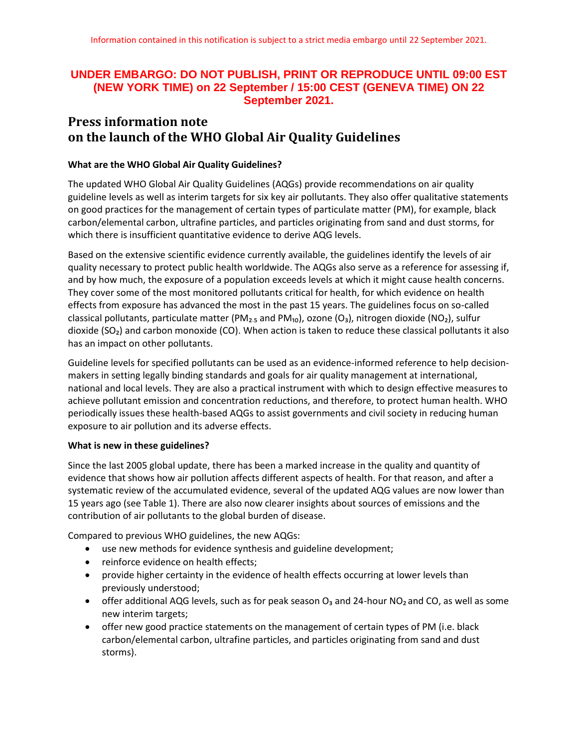Information contained in this notification is subject to a strict media embargo until 22 September 2021.

**UNDER EMBARGO: DO NOT PUBLISH, PRINT OR REPRODUCE UNTIL 09:00 EST (NEW YORK TIME) on 22 September / 15:00 CEST (GENEVA TIME) ON 22 September 2021.**

# Press information note
# on the launch of the WHO Global Air Quality Guidelines

**What are the WHO Global Air Quality Guidelines?**

The updated WHO Global Air Quality Guidelines (AQGs) provide recommendations on air quality guideline levels as well as interim targets for six key air pollutants. They also offer qualitative statements on good practices for the management of certain types of particulate matter (PM), for example, black carbon/elemental carbon, ultrafine particles, and particles originating from sand and dust storms, for which there is insufficient quantitative evidence to derive AQG levels.

Based on the extensive scientific evidence currently available, the guidelines identify the levels of air quality necessary to protect public health worldwide. The AQGs also serve as a reference for assessing if, and by how much, the exposure of a population exceeds levels at which it might cause health concerns. They cover some of the most monitored pollutants critical for health, for which evidence on health effects from exposure has advanced the most in the past 15 years. The guidelines focus on so-called classical pollutants, particulate matter ($PM_{2.5}$ and $PM_{10}$), ozone ($O_3$), nitrogen dioxide ($NO_2$), sulfur dioxide ($SO_2$) and carbon monoxide (CO). When action is taken to reduce these classical pollutants it also has an impact on other pollutants.

Guideline levels for specified pollutants can be used as an evidence-informed reference to help decision-makers in setting legally binding standards and goals for air quality management at international, national and local levels. They are also a practical instrument with which to design effective measures to achieve pollutant emission and concentration reductions, and therefore, to protect human health. WHO periodically issues these health-based AQGs to assist governments and civil society in reducing human exposure to air pollution and its adverse effects.

**What is new in these guidelines?**

Since the last 2005 global update, there has been a marked increase in the quality and quantity of evidence that shows how air pollution affects different aspects of health. For that reason, and after a systematic review of the accumulated evidence, several of the updated AQG values are now lower than 15 years ago (see Table 1). There are also now clearer insights about sources of emissions and the contribution of air pollutants to the global burden of disease.

Compared to previous WHO guidelines, the new AQGs:

- use new methods for evidence synthesis and guideline development;
- reinforce evidence on health effects;
- provide higher certainty in the evidence of health effects occurring at lower levels than previously understood;
- offer additional AQG levels, such as for peak season $O_3$ and 24-hour $NO_2$ and CO, as well as some new interim targets;
- offer new good practice statements on the management of certain types of PM (i.e. black carbon/elemental carbon, ultrafine particles, and particles originating from sand and dust storms).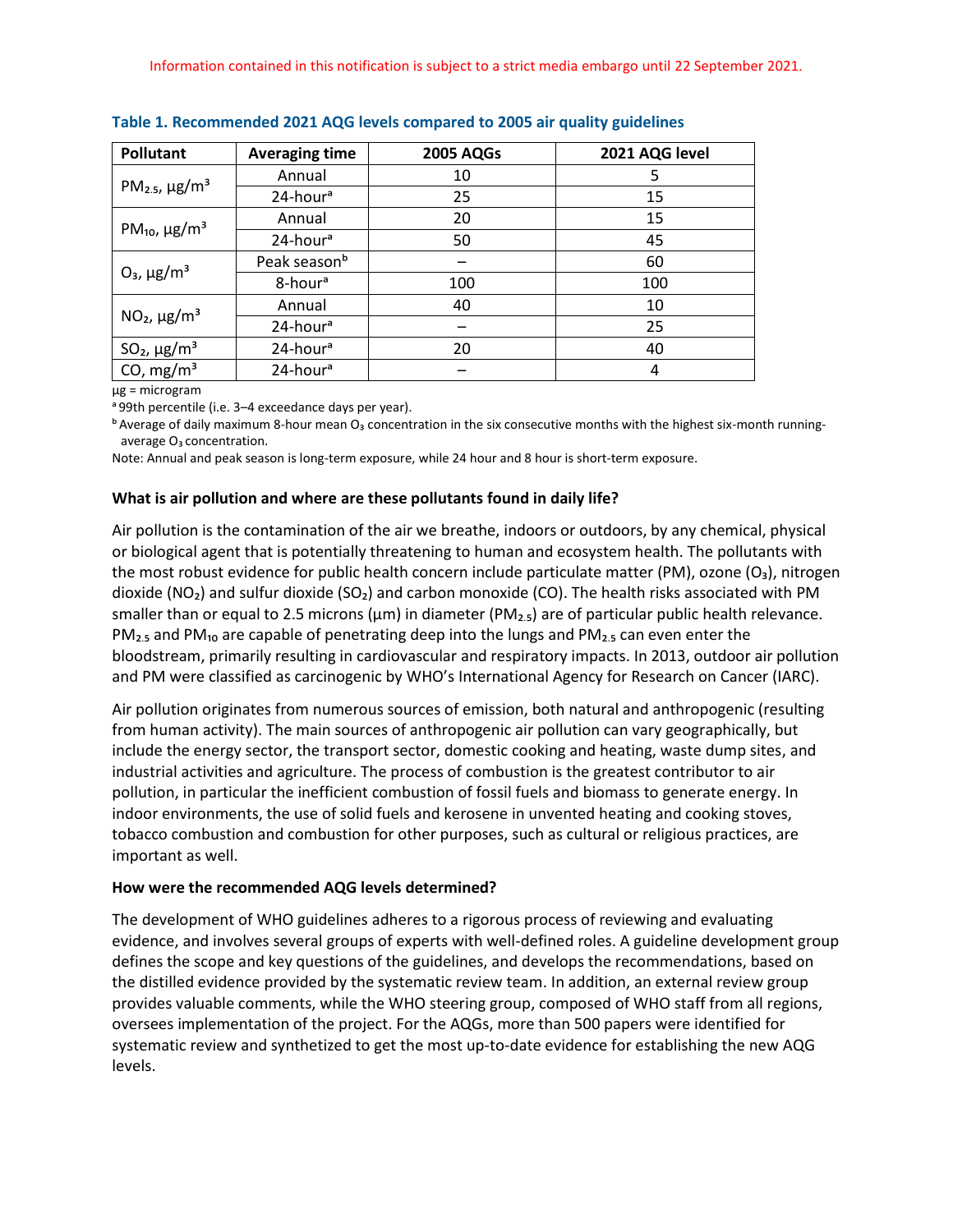Information contained in this notification is subject to a strict media embargo until 22 September 2021.

**Table 1. Recommended 2021 AQG levels compared to 2005 air quality guidelines**

| Pollutant | Averaging time | 2005 AQGs | 2021 AQG level |
|---|---|---|---|
| $PM_{2.5}$, µg/m³ | Annual | 10 | 5 |
| | 24-hour[a] | 25 | 15 |
| $PM_{10}$, µg/m³ | Annual | 20 | 15 |
| | 24-hour[a] | 50 | 45 |
| $O_3$, µg/m³ | Peak season[b] | – | 60 |
| | 8-hour[a] | 100 | 100 |
| $NO_2$, µg/m³ | Annual | 40 | 10 |
| | 24-hour[a] | – | 25 |
| $SO_2$, µg/m³ | 24-hour[a] | 20 | 40 |
| CO, mg/m³ | 24-hour[a] | – | 4 |

µg = microgram

[a] 99th percentile (i.e. 3–4 exceedance days per year).

[b] Average of daily maximum 8-hour mean $O_3$ concentration in the six consecutive months with the highest six-month running-average $O_3$ concentration.

Note: Annual and peak season is long-term exposure, while 24 hour and 8 hour is short-term exposure.

**What is air pollution and where are these pollutants found in daily life?**

Air pollution is the contamination of the air we breathe, indoors or outdoors, by any chemical, physical or biological agent that is potentially threatening to human and ecosystem health. The pollutants with the most robust evidence for public health concern include particulate matter (PM), ozone ($O_3$), nitrogen dioxide ($NO_2$) and sulfur dioxide ($SO_2$) and carbon monoxide (CO). The health risks associated with PM smaller than or equal to 2.5 microns (µm) in diameter ($PM_{2.5}$) are of particular public health relevance. $PM_{2.5}$ and $PM_{10}$ are capable of penetrating deep into the lungs and $PM_{2.5}$ can even enter the bloodstream, primarily resulting in cardiovascular and respiratory impacts. In 2013, outdoor air pollution and PM were classified as carcinogenic by WHO's International Agency for Research on Cancer (IARC).

Air pollution originates from numerous sources of emission, both natural and anthropogenic (resulting from human activity). The main sources of anthropogenic air pollution can vary geographically, but include the energy sector, the transport sector, domestic cooking and heating, waste dump sites, and industrial activities and agriculture. The process of combustion is the greatest contributor to air pollution, in particular the inefficient combustion of fossil fuels and biomass to generate energy. In indoor environments, the use of solid fuels and kerosene in unvented heating and cooking stoves, tobacco combustion and combustion for other purposes, such as cultural or religious practices, are important as well.

**How were the recommended AQG levels determined?**

The development of WHO guidelines adheres to a rigorous process of reviewing and evaluating evidence, and involves several groups of experts with well-defined roles. A guideline development group defines the scope and key questions of the guidelines, and develops the recommendations, based on the distilled evidence provided by the systematic review team. In addition, an external review group provides valuable comments, while the WHO steering group, composed of WHO staff from all regions, oversees implementation of the project. For the AQGs, more than 500 papers were identified for systematic review and synthetized to get the most up-to-date evidence for establishing the new AQG levels.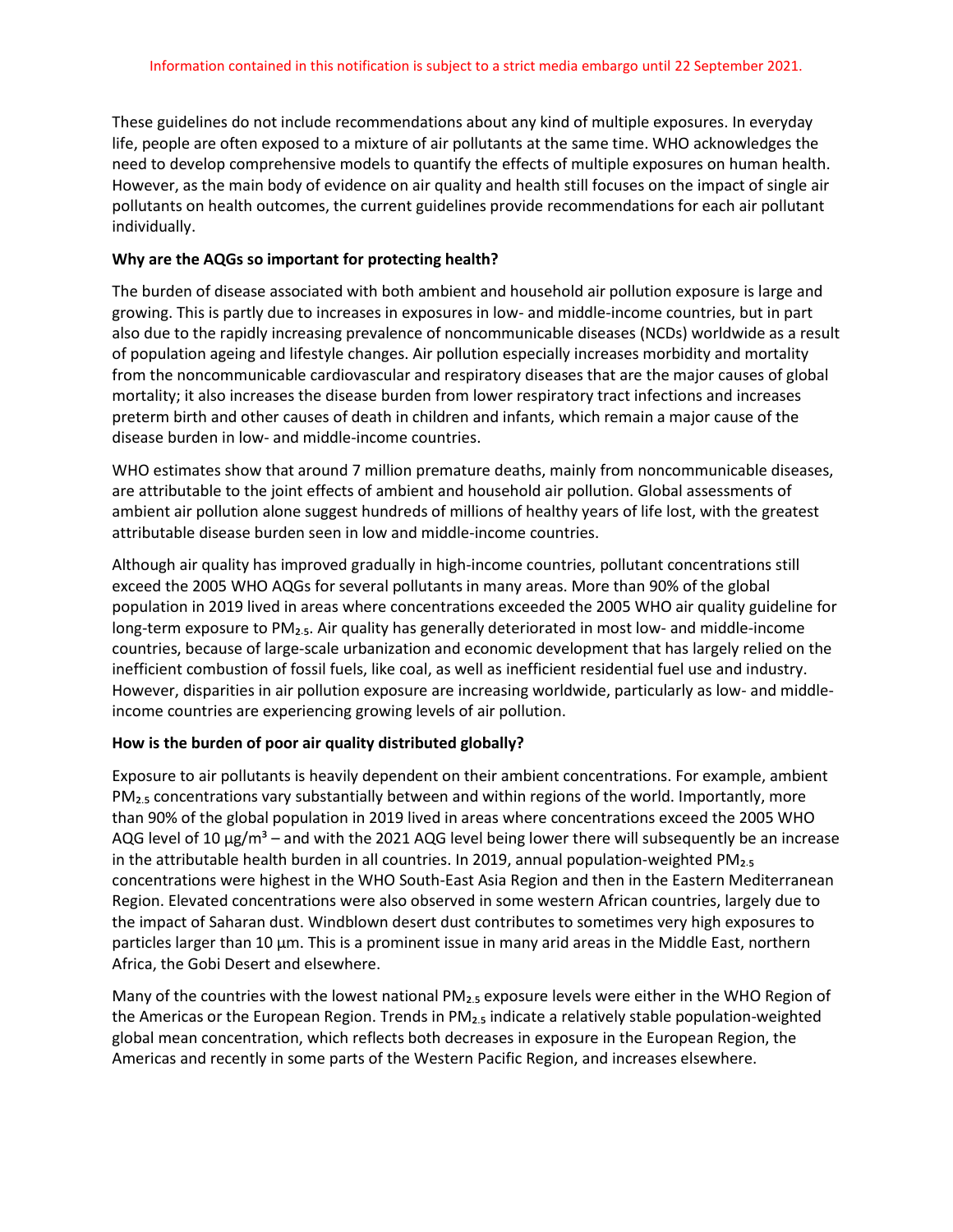Information contained in this notification is subject to a strict media embargo until 22 September 2021.

These guidelines do not include recommendations about any kind of multiple exposures. In everyday life, people are often exposed to a mixture of air pollutants at the same time. WHO acknowledges the need to develop comprehensive models to quantify the effects of multiple exposures on human health. However, as the main body of evidence on air quality and health still focuses on the impact of single air pollutants on health outcomes, the current guidelines provide recommendations for each air pollutant individually.

**Why are the AQGs so important for protecting health?**

The burden of disease associated with both ambient and household air pollution exposure is large and growing. This is partly due to increases in exposures in low- and middle-income countries, but in part also due to the rapidly increasing prevalence of noncommunicable diseases (NCDs) worldwide as a result of population ageing and lifestyle changes. Air pollution especially increases morbidity and mortality from the noncommunicable cardiovascular and respiratory diseases that are the major causes of global mortality; it also increases the disease burden from lower respiratory tract infections and increases preterm birth and other causes of death in children and infants, which remain a major cause of the disease burden in low- and middle-income countries.

WHO estimates show that around 7 million premature deaths, mainly from noncommunicable diseases, are attributable to the joint effects of ambient and household air pollution. Global assessments of ambient air pollution alone suggest hundreds of millions of healthy years of life lost, with the greatest attributable disease burden seen in low and middle-income countries.

Although air quality has improved gradually in high-income countries, pollutant concentrations still exceed the 2005 WHO AQGs for several pollutants in many areas. More than 90% of the global population in 2019 lived in areas where concentrations exceeded the 2005 WHO air quality guideline for long-term exposure to $PM_{2.5}$. Air quality has generally deteriorated in most low- and middle-income countries, because of large-scale urbanization and economic development that has largely relied on the inefficient combustion of fossil fuels, like coal, as well as inefficient residential fuel use and industry. However, disparities in air pollution exposure are increasing worldwide, particularly as low- and middle-income countries are experiencing growing levels of air pollution.

**How is the burden of poor air quality distributed globally?**

Exposure to air pollutants is heavily dependent on their ambient concentrations. For example, ambient $PM_{2.5}$ concentrations vary substantially between and within regions of the world. Importantly, more than 90% of the global population in 2019 lived in areas where concentrations exceed the 2005 WHO AQG level of 10 µg/m³ – and with the 2021 AQG level being lower there will subsequently be an increase in the attributable health burden in all countries. In 2019, annual population-weighted $PM_{2.5}$ concentrations were highest in the WHO South-East Asia Region and then in the Eastern Mediterranean Region. Elevated concentrations were also observed in some western African countries, largely due to the impact of Saharan dust. Windblown desert dust contributes to sometimes very high exposures to particles larger than 10 µm. This is a prominent issue in many arid areas in the Middle East, northern Africa, the Gobi Desert and elsewhere.

Many of the countries with the lowest national $PM_{2.5}$ exposure levels were either in the WHO Region of the Americas or the European Region. Trends in $PM_{2.5}$ indicate a relatively stable population-weighted global mean concentration, which reflects both decreases in exposure in the European Region, the Americas and recently in some parts of the Western Pacific Region, and increases elsewhere.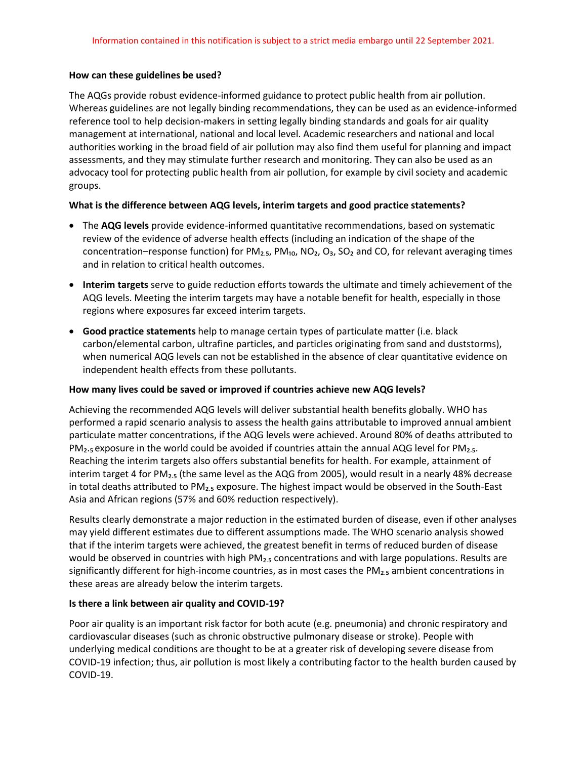Information contained in this notification is subject to a strict media embargo until 22 September 2021.

**How can these guidelines be used?**

The AQGs provide robust evidence-informed guidance to protect public health from air pollution. Whereas guidelines are not legally binding recommendations, they can be used as an evidence-informed reference tool to help decision-makers in setting legally binding standards and goals for air quality management at international, national and local level. Academic researchers and national and local authorities working in the broad field of air pollution may also find them useful for planning and impact assessments, and they may stimulate further research and monitoring. They can also be used as an advocacy tool for protecting public health from air pollution, for example by civil society and academic groups.

**What is the difference between AQG levels, interim targets and good practice statements?**

- The **AQG levels** provide evidence-informed quantitative recommendations, based on systematic review of the evidence of adverse health effects (including an indication of the shape of the concentration–response function) for $PM_{2.5}$, $PM_{10}$, $NO_2$, $O_3$, $SO_2$ and CO, for relevant averaging times and in relation to critical health outcomes.
- **Interim targets** serve to guide reduction efforts towards the ultimate and timely achievement of the AQG levels. Meeting the interim targets may have a notable benefit for health, especially in those regions where exposures far exceed interim targets.
- **Good practice statements** help to manage certain types of particulate matter (i.e. black carbon/elemental carbon, ultrafine particles, and particles originating from sand and duststorms), when numerical AQG levels can not be established in the absence of clear quantitative evidence on independent health effects from these pollutants.

**How many lives could be saved or improved if countries achieve new AQG levels?**

Achieving the recommended AQG levels will deliver substantial health benefits globally. WHO has performed a rapid scenario analysis to assess the health gains attributable to improved annual ambient particulate matter concentrations, if the AQG levels were achieved. Around 80% of deaths attributed to $PM_{2.5}$ exposure in the world could be avoided if countries attain the annual AQG level for $PM_{2.5}$. Reaching the interim targets also offers substantial benefits for health. For example, attainment of interim target 4 for $PM_{2.5}$ (the same level as the AQG from 2005), would result in a nearly 48% decrease in total deaths attributed to $PM_{2.5}$ exposure. The highest impact would be observed in the South-East Asia and African regions (57% and 60% reduction respectively).

Results clearly demonstrate a major reduction in the estimated burden of disease, even if other analyses may yield different estimates due to different assumptions made. The WHO scenario analysis showed that if the interim targets were achieved, the greatest benefit in terms of reduced burden of disease would be observed in countries with high $PM_{2.5}$ concentrations and with large populations. Results are significantly different for high-income countries, as in most cases the $PM_{2.5}$ ambient concentrations in these areas are already below the interim targets.

**Is there a link between air quality and COVID-19?**

Poor air quality is an important risk factor for both acute (e.g. pneumonia) and chronic respiratory and cardiovascular diseases (such as chronic obstructive pulmonary disease or stroke). People with underlying medical conditions are thought to be at a greater risk of developing severe disease from COVID-19 infection; thus, air pollution is most likely a contributing factor to the health burden caused by COVID-19.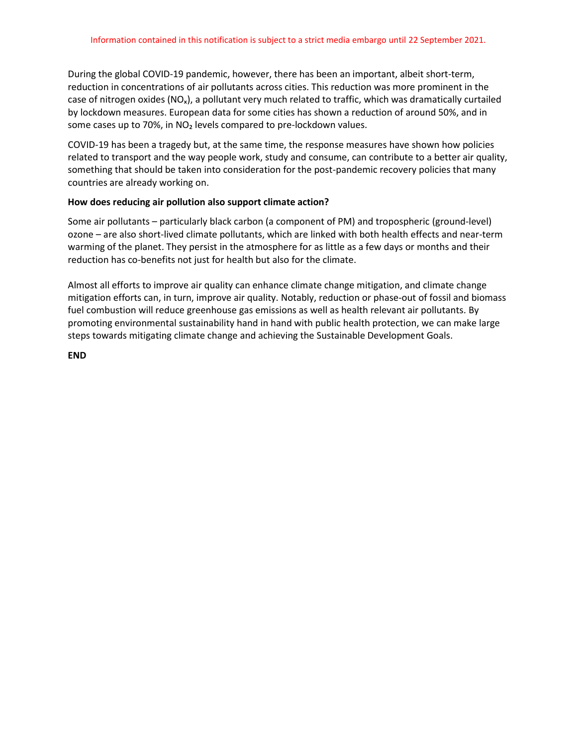Information contained in this notification is subject to a strict media embargo until 22 September 2021.

During the global COVID-19 pandemic, however, there has been an important, albeit short-term, reduction in concentrations of air pollutants across cities. This reduction was more prominent in the case of nitrogen oxides ($NO_x$), a pollutant very much related to traffic, which was dramatically curtailed by lockdown measures. European data for some cities has shown a reduction of around 50%, and in some cases up to 70%, in $NO_2$ levels compared to pre-lockdown values.

COVID-19 has been a tragedy but, at the same time, the response measures have shown how policies related to transport and the way people work, study and consume, can contribute to a better air quality, something that should be taken into consideration for the post-pandemic recovery policies that many countries are already working on.

**How does reducing air pollution also support climate action?**

Some air pollutants – particularly black carbon (a component of PM) and tropospheric (ground-level) ozone – are also short-lived climate pollutants, which are linked with both health effects and near-term warming of the planet. They persist in the atmosphere for as little as a few days or months and their reduction has co-benefits not just for health but also for the climate.

Almost all efforts to improve air quality can enhance climate change mitigation, and climate change mitigation efforts can, in turn, improve air quality. Notably, reduction or phase-out of fossil and biomass fuel combustion will reduce greenhouse gas emissions as well as health relevant air pollutants. By promoting environmental sustainability hand in hand with public health protection, we can make large steps towards mitigating climate change and achieving the Sustainable Development Goals.

**END**